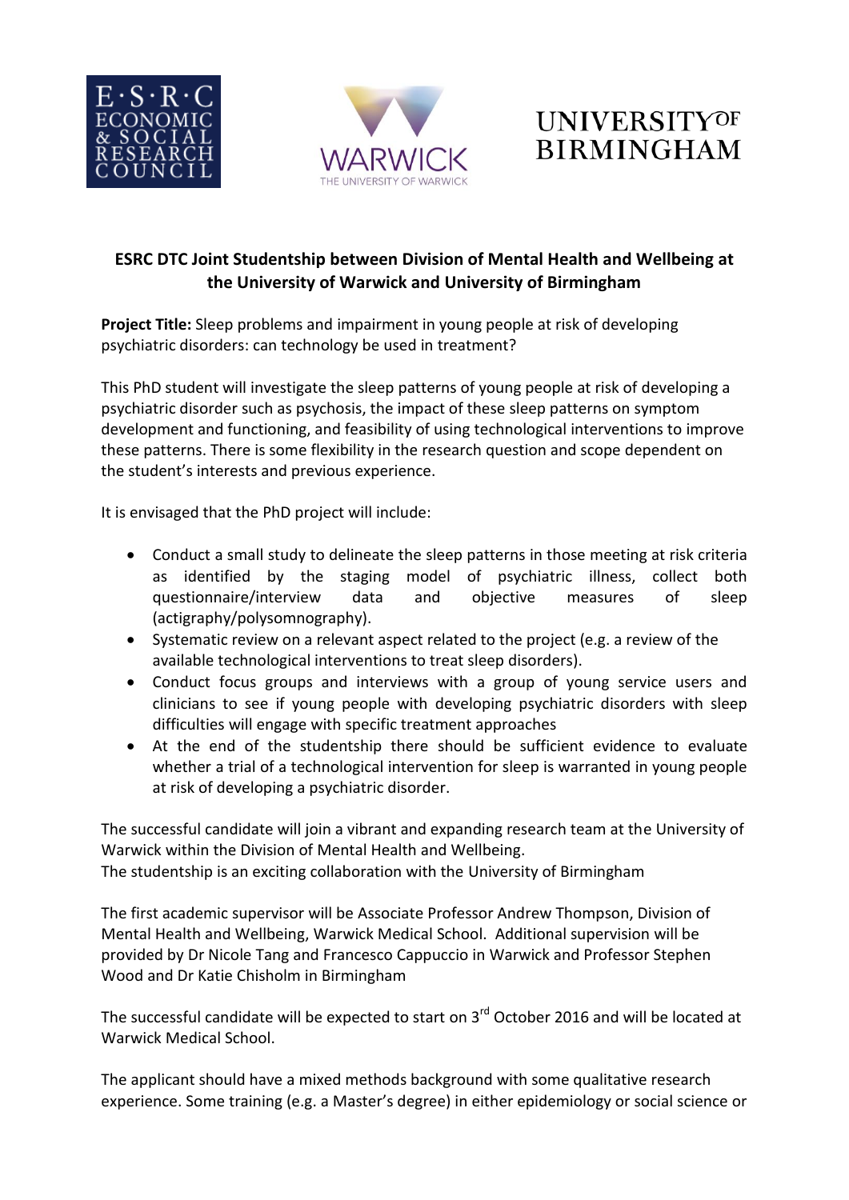**ESRC DTC Joint Studentship between Division of Mental Health and Wellbeing at the University of Warwick and University of Birmingham**

**Project Title:** Sleep problems and impairment in young people at risk of developing psychiatric disorders: can technology be used in treatment?

This PhD student will investigate the sleep patterns of young people at risk of developing a psychiatric disorder such as psychosis, the impact of these sleep patterns on symptom development and functioning, and feasibility of using technological interventions to improve these patterns. There is some flexibility in the research question and scope dependent on the student's interests and previous experience.

It is envisaged that the PhD project will include:

- Conduct a small study to delineate the sleep patterns in those meeting at risk criteria as identified by the staging model of psychiatric illness, collect both questionnaire/interview data and objective measures of sleep (actigraphy/polysomnography).
- Systematic review on a relevant aspect related to the project (e.g. a review of the available technological interventions to treat sleep disorders).
- Conduct focus groups and interviews with a group of young service users and clinicians to see if young people with developing psychiatric disorders with sleep difficulties will engage with specific treatment approaches
- At the end of the studentship there should be sufficient evidence to evaluate whether a trial of a technological intervention for sleep is warranted in young people at risk of developing a psychiatric disorder.

The successful candidate will join a vibrant and expanding research team at the University of Warwick within the Division of Mental Health and Wellbeing.
The studentship is an exciting collaboration with the University of Birmingham

The first academic supervisor will be Associate Professor Andrew Thompson, Division of Mental Health and Wellbeing, Warwick Medical School. Additional supervision will be provided by Dr Nicole Tang and Francesco Cappuccio in Warwick and Professor Stephen Wood and Dr Katie Chisholm in Birmingham

The successful candidate will be expected to start on 3rd October 2016 and will be located at Warwick Medical School.

The applicant should have a mixed methods background with some qualitative research experience. Some training (e.g. a Master's degree) in either epidemiology or social science or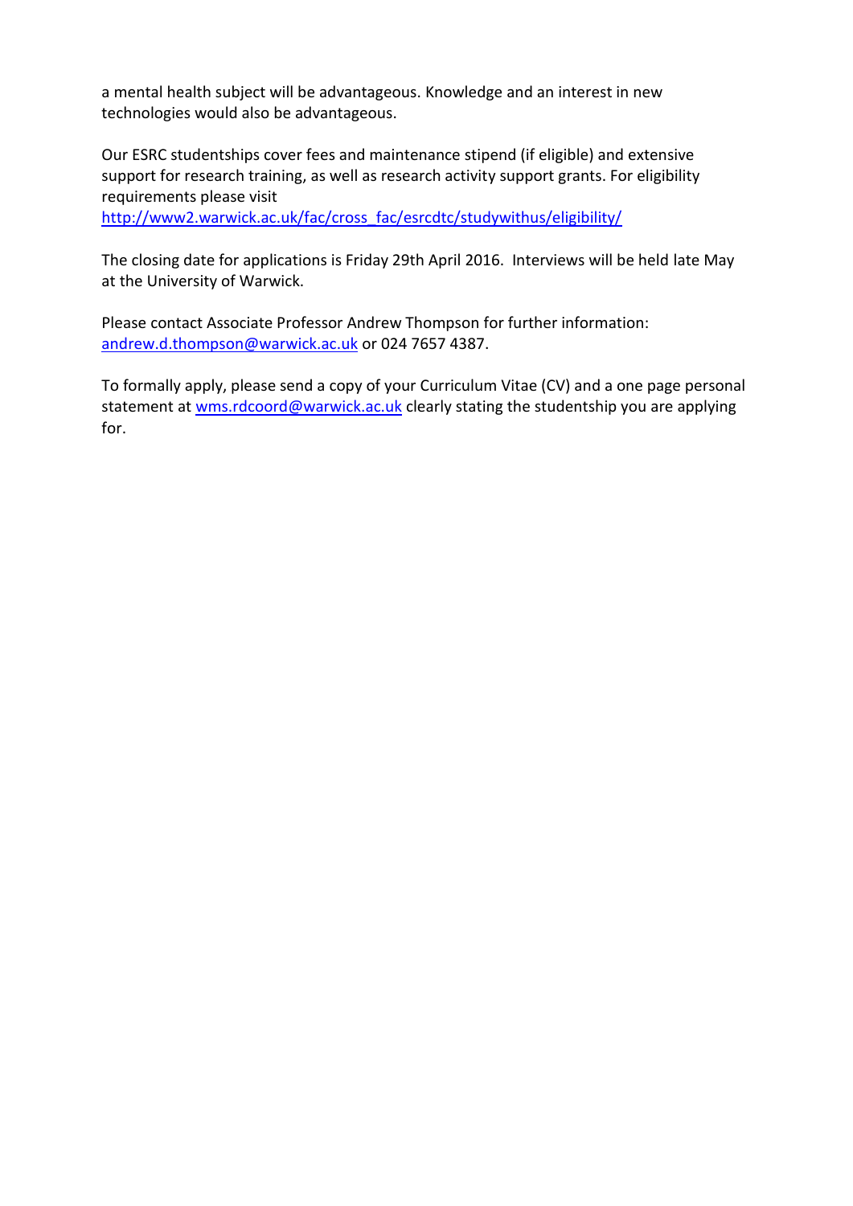a mental health subject will be advantageous. Knowledge and an interest in new technologies would also be advantageous.

Our ESRC studentships cover fees and maintenance stipend (if eligible) and extensive support for research training, as well as research activity support grants. For eligibility requirements please visit http://www2.warwick.ac.uk/fac/cross_fac/esrcdtc/studywithus/eligibility/

The closing date for applications is Friday 29th April 2016. Interviews will be held late May at the University of Warwick.

Please contact Associate Professor Andrew Thompson for further information: andrew.d.thompson@warwick.ac.uk or 024 7657 4387.

To formally apply, please send a copy of your Curriculum Vitae (CV) and a one page personal statement at wms.rdcoord@warwick.ac.uk clearly stating the studentship you are applying for.